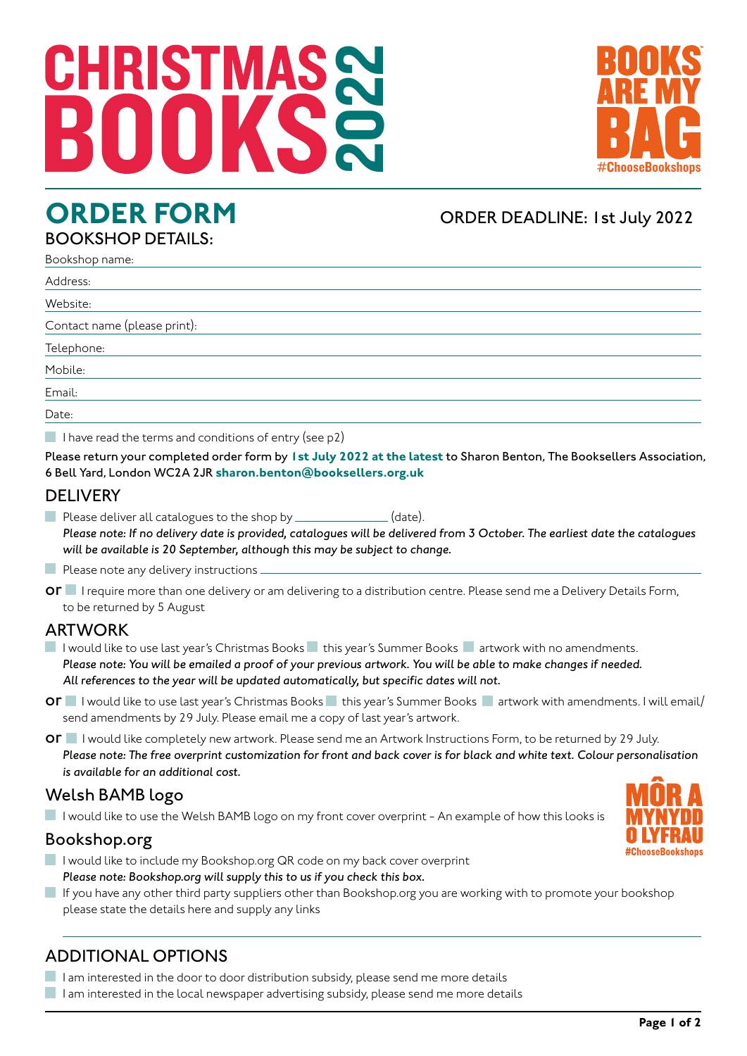# CHRISTMAS BOOKS 2022

BOOKS ARE MY BAG #ChooseBookshops

## ORDER FORM

ORDER DEADLINE: 1st July 2022

### BOOKSHOP DETAILS:

Bookshop name:

Address:

Website:

Contact name (please print):

Telephone:

Mobile:

Email:

Date:

☐ I have read the terms and conditions of entry (see p2)

Please return your completed order form by **1st July 2022 at the latest** to Sharon Benton, The Booksellers Association, 6 Bell Yard, London WC2A 2JR **sharon.benton@booksellers.org.uk**

### DELIVERY

☐ Please deliver all catalogues to the shop by _______________ (date).
*Please note: If no delivery date is provided, catalogues will be delivered from 3 October. The earliest date the catalogues will be available is 20 September, although this may be subject to change.*

☐ Please note any delivery instructions _______________

**or** ☐ I require more than one delivery or am delivering to a distribution centre. Please send me a Delivery Details Form, to be returned by 5 August

### ARTWORK

☐ I would like to use last year's Christmas Books ☐ this year's Summer Books ☐ artwork with no amendments.
*Please note: You will be emailed a proof of your previous artwork. You will be able to make changes if needed. All references to the year will be updated automatically, but specific dates will not.*

**or** ☐ I would like to use last year's Christmas Books ☐ this year's Summer Books ☐ artwork with amendments. I will email/send amendments by 29 July. Please email me a copy of last year's artwork.

**or** ☐ I would like completely new artwork. Please send me an Artwork Instructions Form, to be returned by 29 July.
*Please note: The free overprint customization for front and back cover is for black and white text. Colour personalisation is available for an additional cost.*

### Welsh BAMB logo

☐ I would like to use the Welsh BAMB logo on my front cover overprint – An example of how this looks is

MÔR A MYNYDD O LYFRAU #ChooseBookshops

### Bookshop.org

☐ I would like to include my Bookshop.org QR code on my back cover overprint
*Please note: Bookshop.org will supply this to us if you check this box.*

☐ If you have any other third party suppliers other than Bookshop.org you are working with to promote your bookshop please state the details here and supply any links

### ADDITIONAL OPTIONS

☐ I am interested in the door to door distribution subsidy, please send me more details

☐ I am interested in the local newspaper advertising subsidy, please send me more details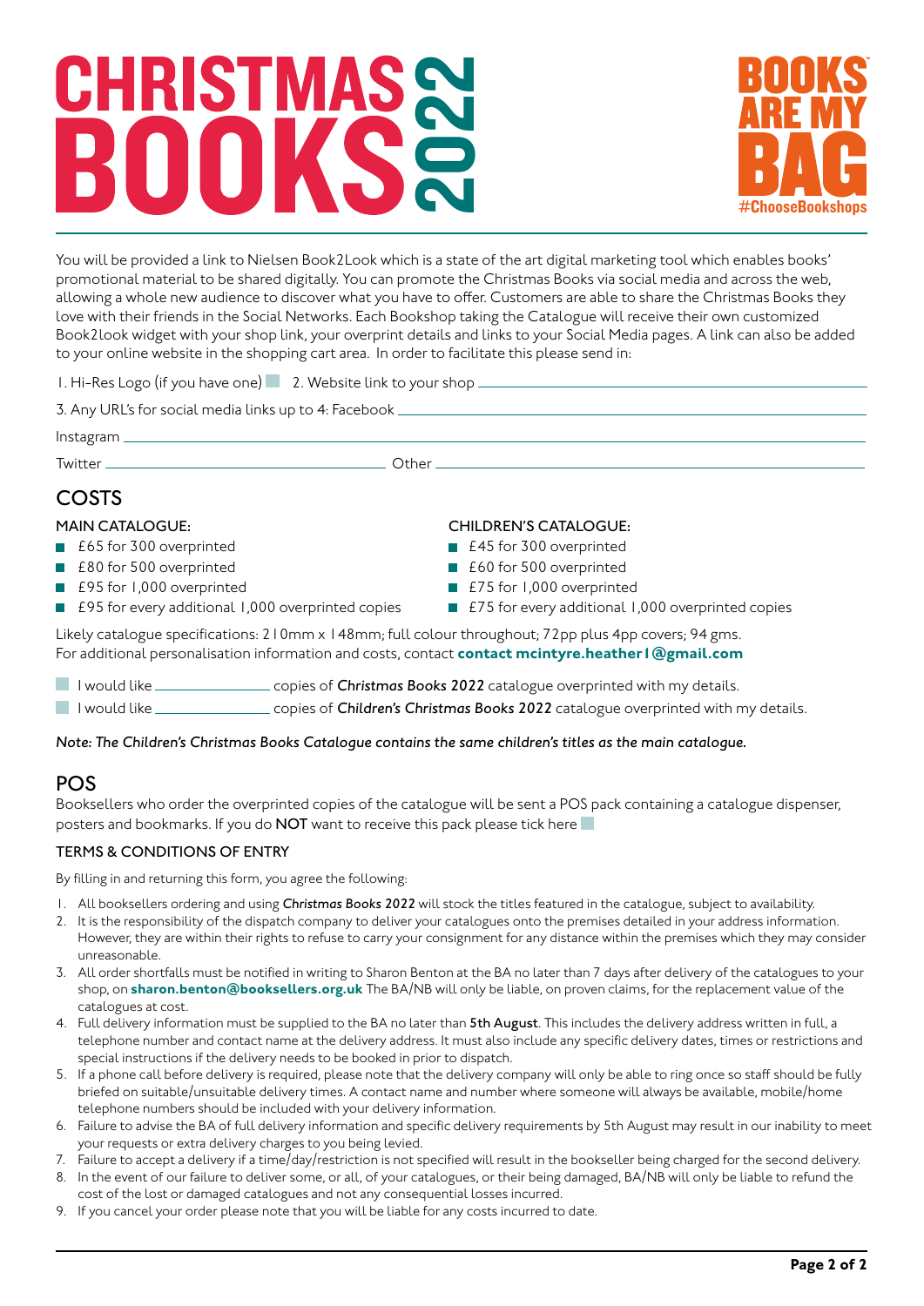# CHRISTMAS BOOKS 2022

BOOKS ARE MY BAG #ChooseBookshops

You will be provided a link to Nielsen Book2Look which is a state of the art digital marketing tool which enables books' promotional material to be shared digitally. You can promote the Christmas Books via social media and across the web, allowing a whole new audience to discover what you have to offer. Customers are able to share the Christmas Books they love with their friends in the Social Networks. Each Bookshop taking the Catalogue will receive their own customized Book2look widget with your shop link, your overprint details and links to your Social Media pages. A link can also be added to your online website in the shopping cart area. In order to facilitate this please send in:

1. Hi-Res Logo (if you have one) ☐ 2. Website link to your shop \_\_\_\_\_\_\_\_\_\_\_\_\_\_\_\_

3. Any URL's for social media links up to 4: Facebook \_\_\_\_\_\_\_\_\_\_\_\_\_\_\_\_

Instagram \_\_\_\_\_\_\_\_\_\_\_\_\_\_\_\_

Twitter \_\_\_\_\_\_\_\_\_\_\_\_\_\_\_\_ Other \_\_\_\_\_\_\_\_\_\_\_\_\_\_\_\_

## COSTS

### MAIN CATALOGUE:

- £65 for 300 overprinted
- £80 for 500 overprinted
- £95 for 1,000 overprinted
- £95 for every additional 1,000 overprinted copies

### CHILDREN'S CATALOGUE:

- £45 for 300 overprinted
- £60 for 500 overprinted
- £75 for 1,000 overprinted
- £75 for every additional 1,000 overprinted copies

Likely catalogue specifications: 210mm x 148mm; full colour throughout; 72pp plus 4pp covers; 94 gms.
For additional personalisation information and costs, contact **contact mcintyre.heather1@gmail.com**

☐ I would like \_\_\_\_\_\_\_\_\_\_\_\_\_\_\_\_ copies of *Christmas Books 2022* catalogue overprinted with my details.

☐ I would like \_\_\_\_\_\_\_\_\_\_\_\_\_\_\_\_ copies of *Children's Christmas Books 2022* catalogue overprinted with my details.

*Note: The Children's Christmas Books Catalogue contains the same children's titles as the main catalogue.*

## POS

Booksellers who order the overprinted copies of the catalogue will be sent a POS pack containing a catalogue dispenser, posters and bookmarks. If you do **NOT** want to receive this pack please tick here ☐

### TERMS & CONDITIONS OF ENTRY

By filling in and returning this form, you agree the following:

1. All booksellers ordering and using *Christmas Books 2022* will stock the titles featured in the catalogue, subject to availability.
2. It is the responsibility of the dispatch company to deliver your catalogues onto the premises detailed in your address information. However, they are within their rights to refuse to carry your consignment for any distance within the premises which they may consider unreasonable.
3. All order shortfalls must be notified in writing to Sharon Benton at the BA no later than 7 days after delivery of the catalogues to your shop, on **sharon.benton@booksellers.org.uk** The BA/NB will only be liable, on proven claims, for the replacement value of the catalogues at cost.
4. Full delivery information must be supplied to the BA no later than **5th August**. This includes the delivery address written in full, a telephone number and contact name at the delivery address. It must also include any specific delivery dates, times or restrictions and special instructions if the delivery needs to be booked in prior to dispatch.
5. If a phone call before delivery is required, please note that the delivery company will only be able to ring once so staff should be fully briefed on suitable/unsuitable delivery times. A contact name and number where someone will always be available, mobile/home telephone numbers should be included with your delivery information.
6. Failure to advise the BA of full delivery information and specific delivery requirements by 5th August may result in our inability to meet your requests or extra delivery charges to you being levied.
7. Failure to accept a delivery if a time/day/restriction is not specified will result in the bookseller being charged for the second delivery.
8. In the event of our failure to deliver some, or all, of your catalogues, or their being damaged, BA/NB will only be liable to refund the cost of the lost or damaged catalogues and not any consequential losses incurred.
9. If you cancel your order please note that you will be liable for any costs incurred to date.